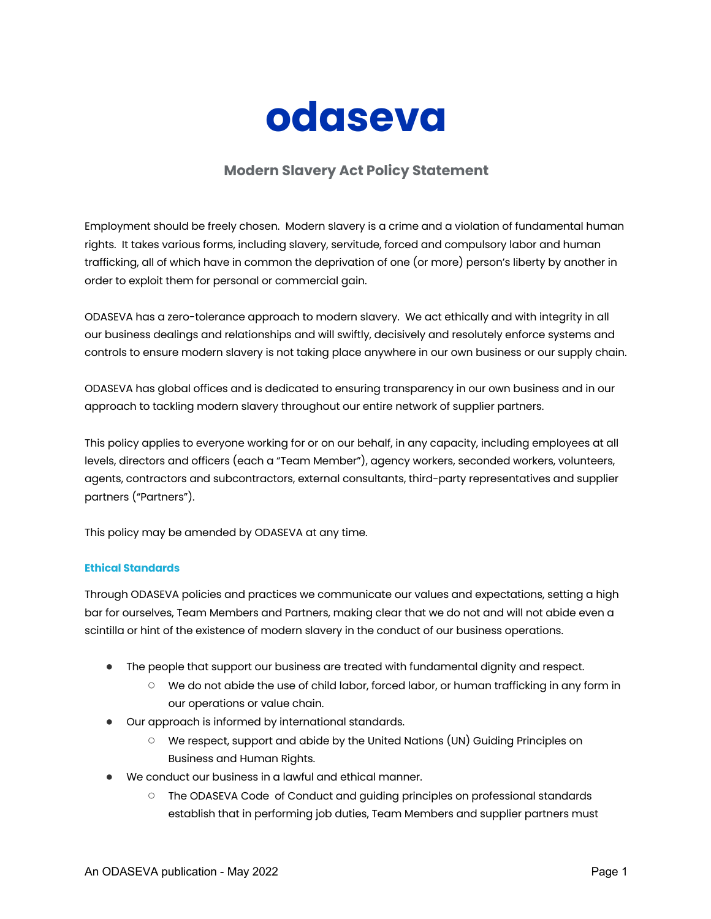# odaseva

## Modern Slavery Act Policy Statement

Employment should be freely chosen. Modern slavery is a crime and a violation of fundamental human rights. It takes various forms, including slavery, servitude, forced and compulsory labor and human trafficking, all of which have in common the deprivation of one (or more) person's liberty by another in order to exploit them for personal or commercial gain.

ODASEVA has a zero-tolerance approach to modern slavery. We act ethically and with integrity in all our business dealings and relationships and will swiftly, decisively and resolutely enforce systems and controls to ensure modern slavery is not taking place anywhere in our own business or our supply chain.

ODASEVA has global offices and is dedicated to ensuring transparency in our own business and in our approach to tackling modern slavery throughout our entire network of supplier partners.

This policy applies to everyone working for or on our behalf, in any capacity, including employees at all levels, directors and officers (each a "Team Member"), agency workers, seconded workers, volunteers, agents, contractors and subcontractors, external consultants, third-party representatives and supplier partners ("Partners").

This policy may be amended by ODASEVA at any time.

### Ethical Standards

Through ODASEVA policies and practices we communicate our values and expectations, setting a high bar for ourselves, Team Members and Partners, making clear that we do not and will not abide even a scintilla or hint of the existence of modern slavery in the conduct of our business operations.

- The people that support our business are treated with fundamental dignity and respect.
  - We do not abide the use of child labor, forced labor, or human trafficking in any form in our operations or value chain.
- Our approach is informed by international standards.
  - We respect, support and abide by the United Nations (UN) Guiding Principles on Business and Human Rights.
- We conduct our business in a lawful and ethical manner.
  - The ODASEVA Code of Conduct and guiding principles on professional standards establish that in performing job duties, Team Members and supplier partners must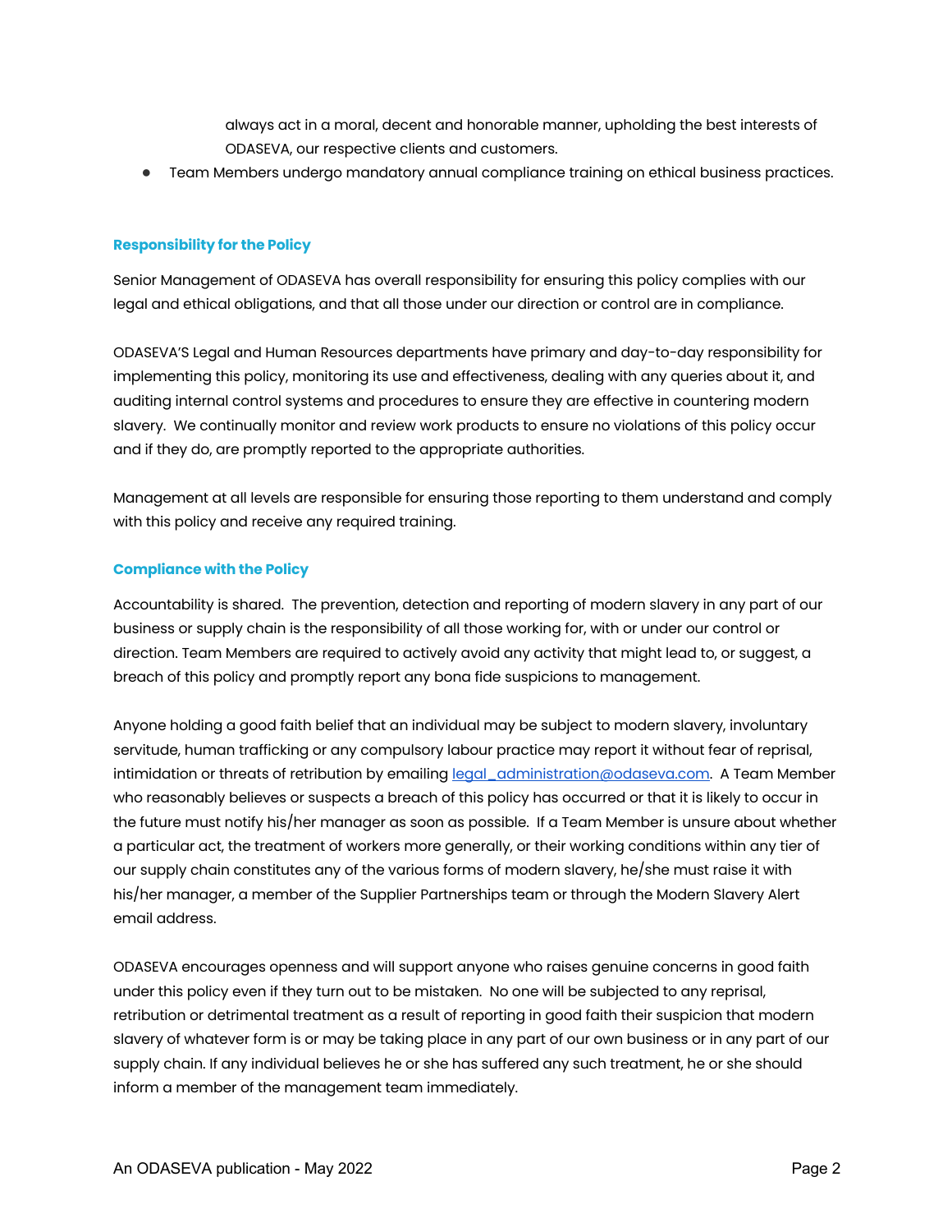always act in a moral, decent and honorable manner, upholding the best interests of ODASEVA, our respective clients and customers.

- Team Members undergo mandatory annual compliance training on ethical business practices.

## Responsibility for the Policy

Senior Management of ODASEVA has overall responsibility for ensuring this policy complies with our legal and ethical obligations, and that all those under our direction or control are in compliance.

ODASEVA'S Legal and Human Resources departments have primary and day-to-day responsibility for implementing this policy, monitoring its use and effectiveness, dealing with any queries about it, and auditing internal control systems and procedures to ensure they are effective in countering modern slavery. We continually monitor and review work products to ensure no violations of this policy occur and if they do, are promptly reported to the appropriate authorities.

Management at all levels are responsible for ensuring those reporting to them understand and comply with this policy and receive any required training.

## Compliance with the Policy

Accountability is shared. The prevention, detection and reporting of modern slavery in any part of our business or supply chain is the responsibility of all those working for, with or under our control or direction. Team Members are required to actively avoid any activity that might lead to, or suggest, a breach of this policy and promptly report any bona fide suspicions to management.

Anyone holding a good faith belief that an individual may be subject to modern slavery, involuntary servitude, human trafficking or any compulsory labour practice may report it without fear of reprisal, intimidation or threats of retribution by emailing legal_administration@odaseva.com. A Team Member who reasonably believes or suspects a breach of this policy has occurred or that it is likely to occur in the future must notify his/her manager as soon as possible. If a Team Member is unsure about whether a particular act, the treatment of workers more generally, or their working conditions within any tier of our supply chain constitutes any of the various forms of modern slavery, he/she must raise it with his/her manager, a member of the Supplier Partnerships team or through the Modern Slavery Alert email address.

ODASEVA encourages openness and will support anyone who raises genuine concerns in good faith under this policy even if they turn out to be mistaken. No one will be subjected to any reprisal, retribution or detrimental treatment as a result of reporting in good faith their suspicion that modern slavery of whatever form is or may be taking place in any part of our own business or in any part of our supply chain. If any individual believes he or she has suffered any such treatment, he or she should inform a member of the management team immediately.

An ODASEVA publication - May 2022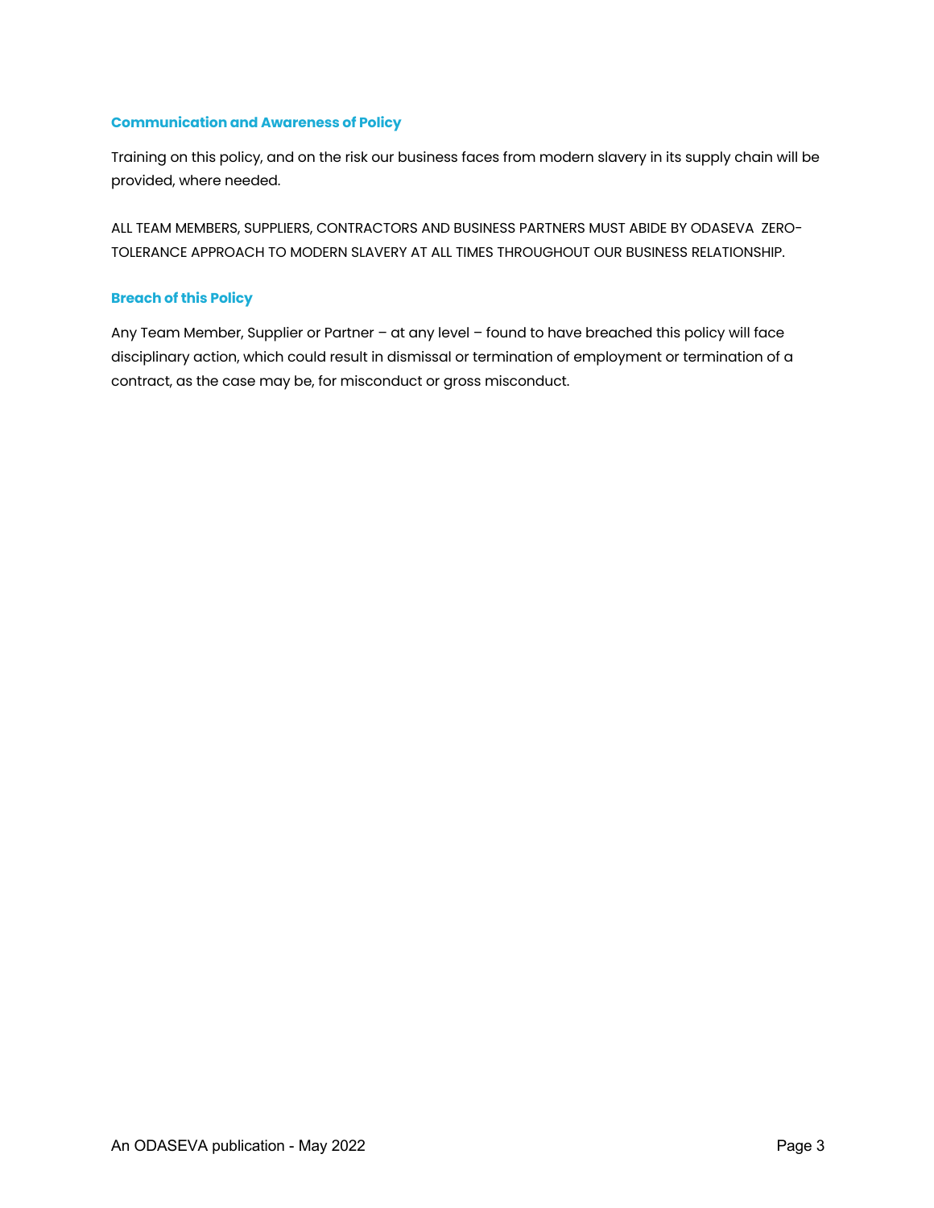### Communication and Awareness of Policy

Training on this policy, and on the risk our business faces from modern slavery in its supply chain will be provided, where needed.

ALL TEAM MEMBERS, SUPPLIERS, CONTRACTORS AND BUSINESS PARTNERS MUST ABIDE BY ODASEVA ZERO-TOLERANCE APPROACH TO MODERN SLAVERY AT ALL TIMES THROUGHOUT OUR BUSINESS RELATIONSHIP.

### Breach of this Policy

Any Team Member, Supplier or Partner – at any level – found to have breached this policy will face disciplinary action, which could result in dismissal or termination of employment or termination of a contract, as the case may be, for misconduct or gross misconduct.